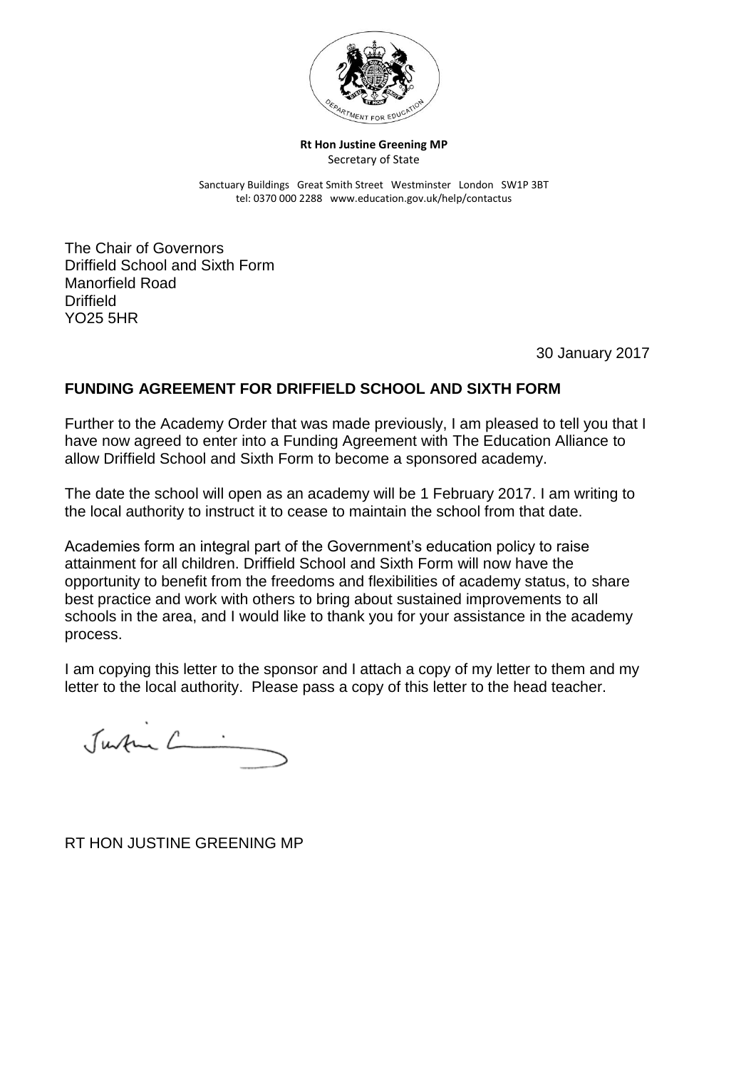**Rt Hon Justine Greening MP**
Secretary of State

Sanctuary Buildings Great Smith Street Westminster London SW1P 3BT
tel: 0370 000 2288 www.education.gov.uk/help/contactus

The Chair of Governors
Driffield School and Sixth Form
Manorfield Road
Driffield
YO25 5HR

30 January 2017

## FUNDING AGREEMENT FOR DRIFFIELD SCHOOL AND SIXTH FORM

Further to the Academy Order that was made previously, I am pleased to tell you that I have now agreed to enter into a Funding Agreement with The Education Alliance to allow Driffield School and Sixth Form to become a sponsored academy.

The date the school will open as an academy will be 1 February 2017. I am writing to the local authority to instruct it to cease to maintain the school from that date.

Academies form an integral part of the Government's education policy to raise attainment for all children. Driffield School and Sixth Form will now have the opportunity to benefit from the freedoms and flexibilities of academy status, to share best practice and work with others to bring about sustained improvements to all schools in the area, and I would like to thank you for your assistance in the academy process.

I am copying this letter to the sponsor and I attach a copy of my letter to them and my letter to the local authority. Please pass a copy of this letter to the head teacher.

RT HON JUSTINE GREENING MP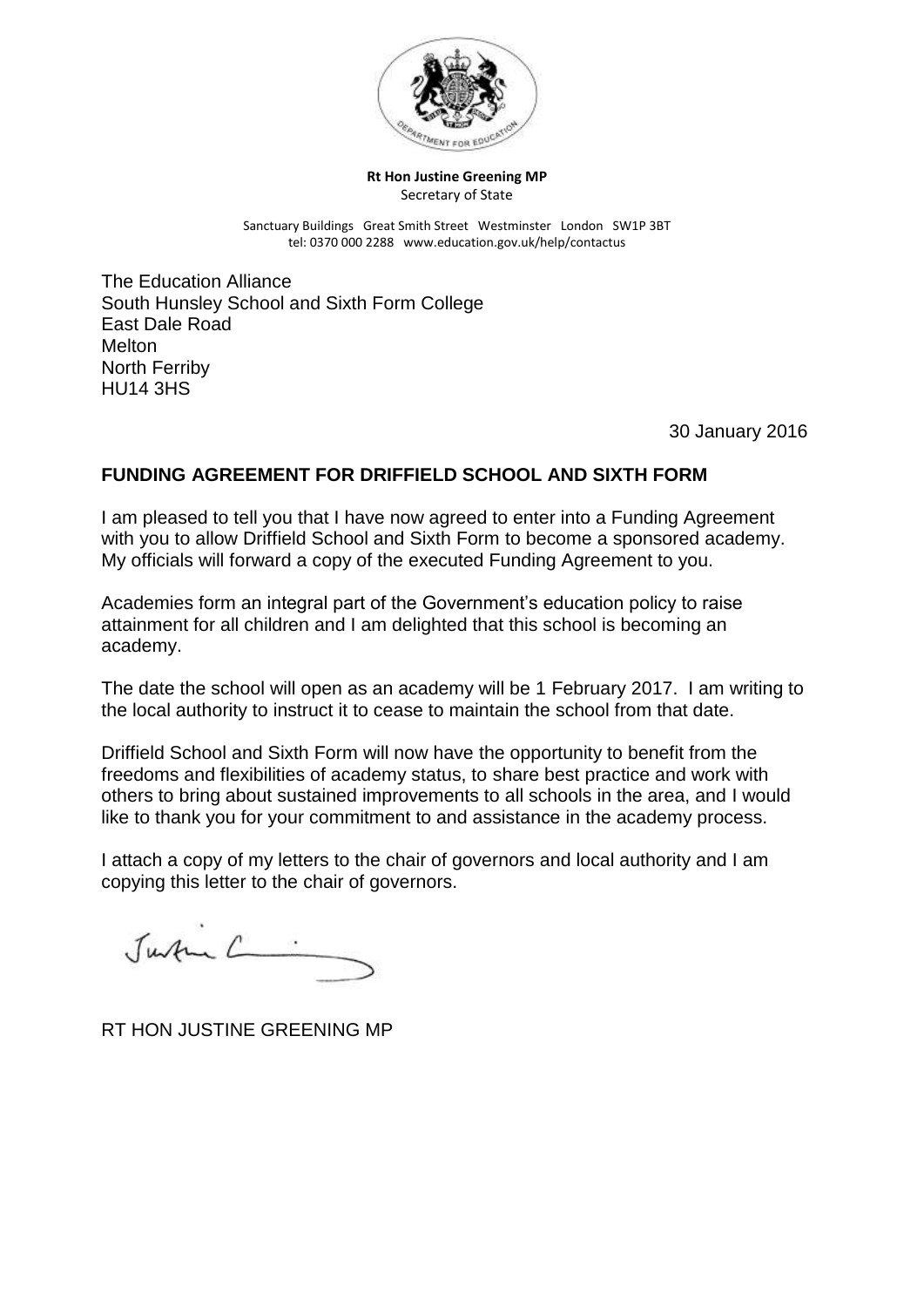**Rt Hon Justine Greening MP**
Secretary of State

Sanctuary Buildings Great Smith Street Westminster London SW1P 3BT
tel: 0370 000 2288 www.education.gov.uk/help/contactus

The Education Alliance
South Hunsley School and Sixth Form College
East Dale Road
Melton
North Ferriby
HU14 3HS

30 January 2016

**FUNDING AGREEMENT FOR DRIFFIELD SCHOOL AND SIXTH FORM**

I am pleased to tell you that I have now agreed to enter into a Funding Agreement with you to allow Driffield School and Sixth Form to become a sponsored academy. My officials will forward a copy of the executed Funding Agreement to you.

Academies form an integral part of the Government's education policy to raise attainment for all children and I am delighted that this school is becoming an academy.

The date the school will open as an academy will be 1 February 2017. I am writing to the local authority to instruct it to cease to maintain the school from that date.

Driffield School and Sixth Form will now have the opportunity to benefit from the freedoms and flexibilities of academy status, to share best practice and work with others to bring about sustained improvements to all schools in the area, and I would like to thank you for your commitment to and assistance in the academy process.

I attach a copy of my letters to the chair of governors and local authority and I am copying this letter to the chair of governors.

RT HON JUSTINE GREENING MP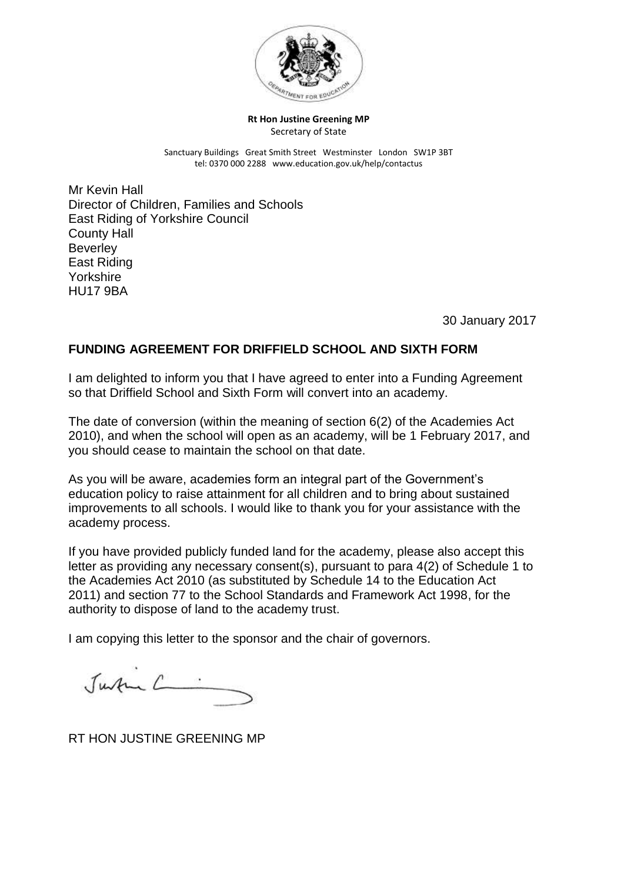**Rt Hon Justine Greening MP**
Secretary of State

Sanctuary Buildings Great Smith Street Westminster London SW1P 3BT
tel: 0370 000 2288 www.education.gov.uk/help/contactus

Mr Kevin Hall
Director of Children, Families and Schools
East Riding of Yorkshire Council
County Hall
Beverley
East Riding
Yorkshire
HU17 9BA

30 January 2017

**FUNDING AGREEMENT FOR DRIFFIELD SCHOOL AND SIXTH FORM**

I am delighted to inform you that I have agreed to enter into a Funding Agreement so that Driffield School and Sixth Form will convert into an academy.

The date of conversion (within the meaning of section 6(2) of the Academies Act 2010), and when the school will open as an academy, will be 1 February 2017, and you should cease to maintain the school on that date.

As you will be aware, academies form an integral part of the Government's education policy to raise attainment for all children and to bring about sustained improvements to all schools. I would like to thank you for your assistance with the academy process.

If you have provided publicly funded land for the academy, please also accept this letter as providing any necessary consent(s), pursuant to para 4(2) of Schedule 1 to the Academies Act 2010 (as substituted by Schedule 14 to the Education Act 2011) and section 77 to the School Standards and Framework Act 1998, for the authority to dispose of land to the academy trust.

I am copying this letter to the sponsor and the chair of governors.

RT HON JUSTINE GREENING MP